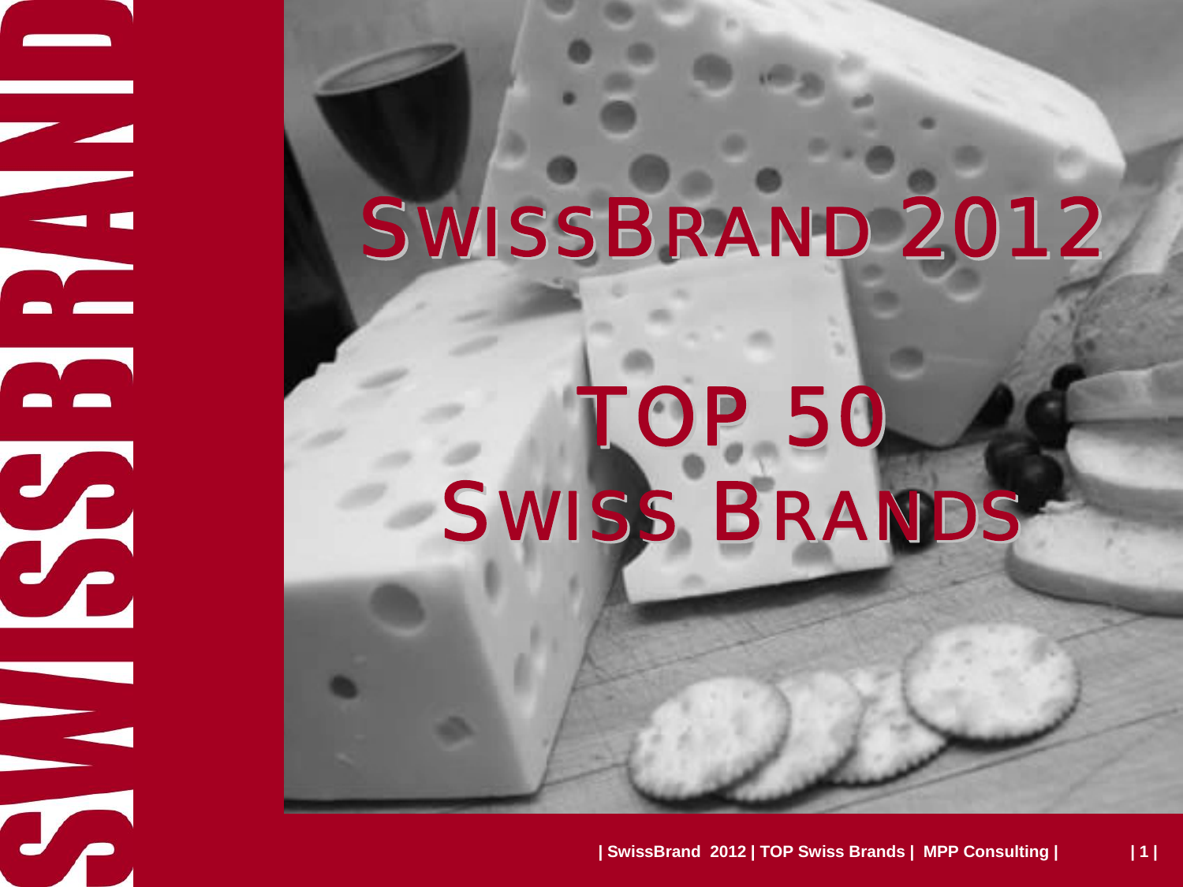# SwissBrand 2012

## TOP 50 Swiss Brands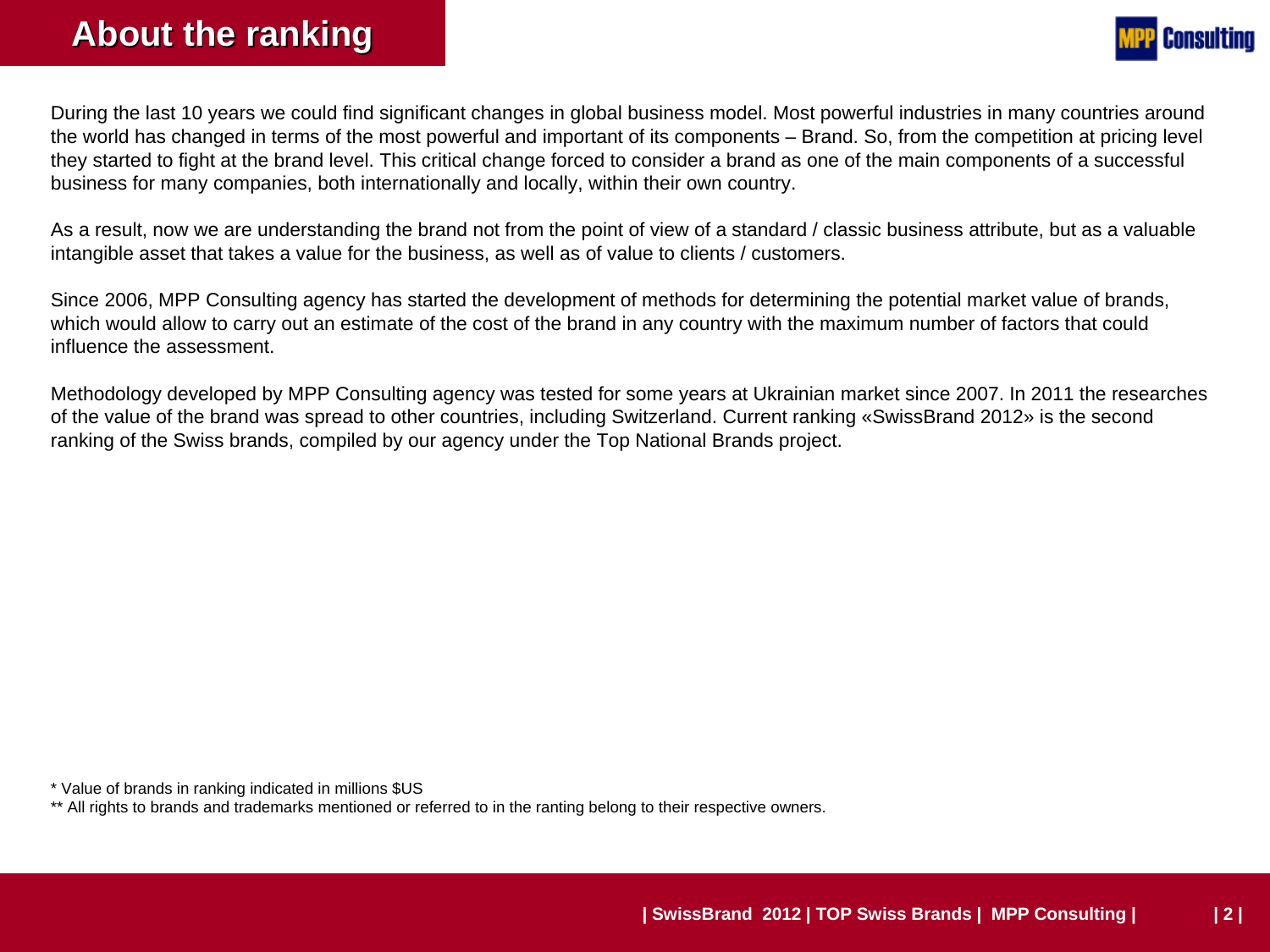# About the ranking

During the last 10 years we could find significant changes in global business model. Most powerful industries in many countries around the world has changed in terms of the most powerful and important of its components – Brand. So, from the competition at pricing level they started to fight at the brand level. This critical change forced to consider a brand as one of the main components of a successful business for many companies, both internationally and locally, within their own country.

As a result, now we are understanding the brand not from the point of view of a standard / classic business attribute, but as a valuable intangible asset that takes a value for the business, as well as of value to clients / customers.

Since 2006, MPP Consulting agency has started the development of methods for determining the potential market value of brands, which would allow to carry out an estimate of the cost of the brand in any country with the maximum number of factors that could influence the assessment.

Methodology developed by MPP Consulting agency was tested for some years at Ukrainian market since 2007. In 2011 the researches of the value of the brand was spread to other countries, including Switzerland. Current ranking «SwissBrand 2012» is the second ranking of the Swiss brands, compiled by our agency under the Top National Brands project.

* Value of brands in ranking indicated in millions $US

** All rights to brands and trademarks mentioned or referred to in the ranting belong to their respective owners.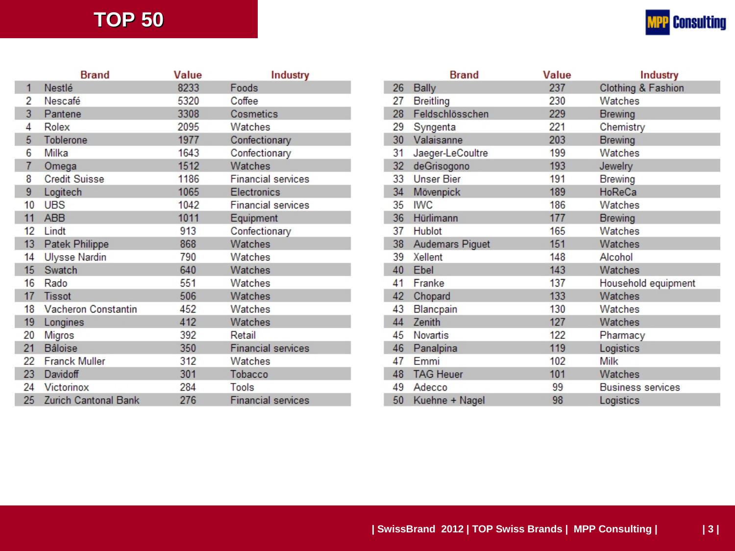# TOP 50

| # | Brand | Value | Industry |
|---|---|---|---|
| 1 | Nestlé | 8233 | Foods |
| 2 | Nescafé | 5320 | Coffee |
| 3 | Pantene | 3308 | Cosmetics |
| 4 | Rolex | 2095 | Watches |
| 5 | Toblerone | 1977 | Confectionary |
| 6 | Milka | 1643 | Confectionary |
| 7 | Omega | 1512 | Watches |
| 8 | Credit Suisse | 1186 | Financial services |
| 9 | Logitech | 1065 | Electronics |
| 10 | UBS | 1042 | Financial services |
| 11 | ABB | 1011 | Equipment |
| 12 | Lindt | 913 | Confectionary |
| 13 | Patek Philippe | 868 | Watches |
| 14 | Ulysse Nardin | 790 | Watches |
| 15 | Swatch | 640 | Watches |
| 16 | Rado | 551 | Watches |
| 17 | Tissot | 506 | Watches |
| 18 | Vacheron Constantin | 452 | Watches |
| 19 | Longines | 412 | Watches |
| 20 | Migros | 392 | Retail |
| 21 | Bâloise | 350 | Financial services |
| 22 | Franck Muller | 312 | Watches |
| 23 | Davidoff | 301 | Tobacco |
| 24 | Victorinox | 284 | Tools |
| 25 | Zurich Cantonal Bank | 276 | Financial services |
| 26 | Bally | 237 | Clothing & Fashion |
| 27 | Breitling | 230 | Watches |
| 28 | Feldschlösschen | 229 | Brewing |
| 29 | Syngenta | 221 | Chemistry |
| 30 | Valaisanne | 203 | Brewing |
| 31 | Jaeger-LeCoultre | 199 | Watches |
| 32 | deGrisogono | 193 | Jewelry |
| 33 | Unser Bier | 191 | Brewing |
| 34 | Mövenpick | 189 | HoReCa |
| 35 | IWC | 186 | Watches |
| 36 | Hürlimann | 177 | Brewing |
| 37 | Hublot | 165 | Watches |
| 38 | Audemars Piguet | 151 | Watches |
| 39 | Xellent | 148 | Alcohol |
| 40 | Ebel | 143 | Watches |
| 41 | Franke | 137 | Household equipment |
| 42 | Chopard | 133 | Watches |
| 43 | Blancpain | 130 | Watches |
| 44 | Zenith | 127 | Watches |
| 45 | Novartis | 122 | Pharmacy |
| 46 | Panalpina | 119 | Logistics |
| 47 | Emmi | 102 | Milk |
| 48 | TAG Heuer | 101 | Watches |
| 49 | Adecco | 99 | Business services |
| 50 | Kuehne + Nagel | 98 | Logistics |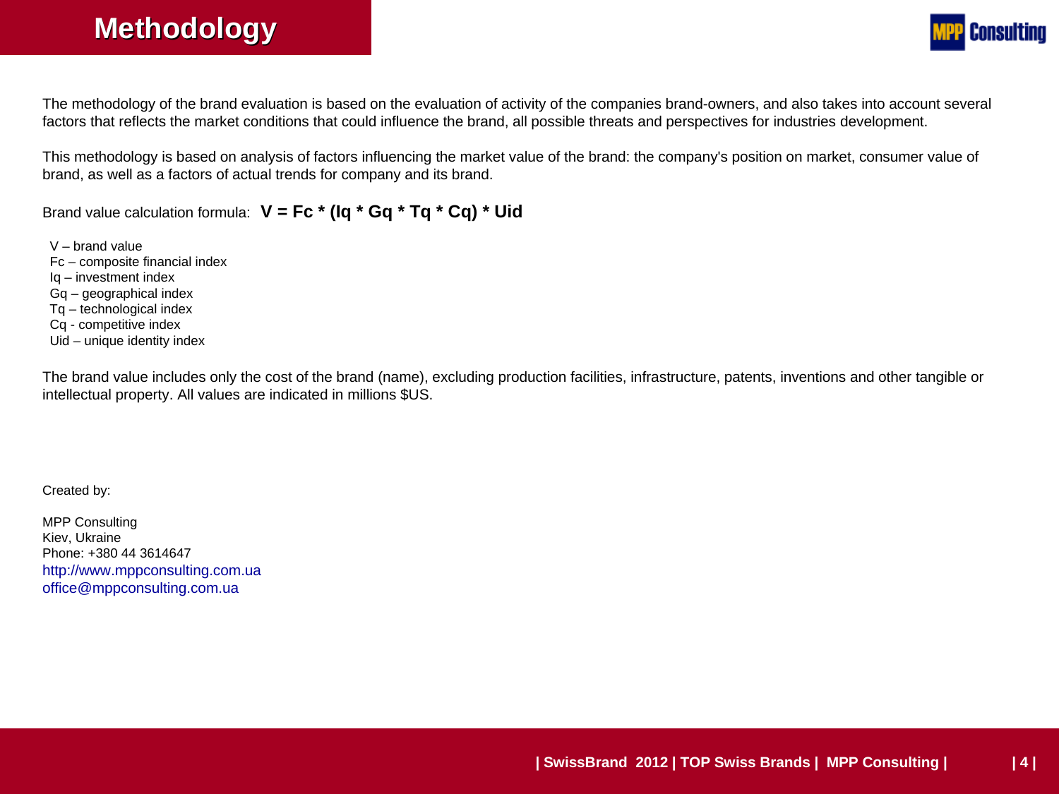# Methodology

The methodology of the brand evaluation is based on the evaluation of activity of the companies brand-owners, and also takes into account several factors that reflects the market conditions that could influence the brand, all possible threats and perspectives for industries development.

This methodology is based on analysis of factors influencing the market value of the brand: the company's position on market, consumer value of brand, as well as a factors of actual trends for company and its brand.

Brand value calculation formula: $V = Fc * (Iq * Gq * Tq * Cq) * Uid$

- V – brand value
- Fc – composite financial index
- Iq – investment index
- Gq – geographical index
- Tq – technological index
- Cq - competitive index
- Uid – unique identity index

The brand value includes only the cost of the brand (name), excluding production facilities, infrastructure, patents, inventions and other tangible or intellectual property. All values are indicated in millions $US.

Created by:

MPP Consulting
Kiev, Ukraine
Phone: +380 44 3614647
http://www.mppconsulting.com.ua
office@mppconsulting.com.ua